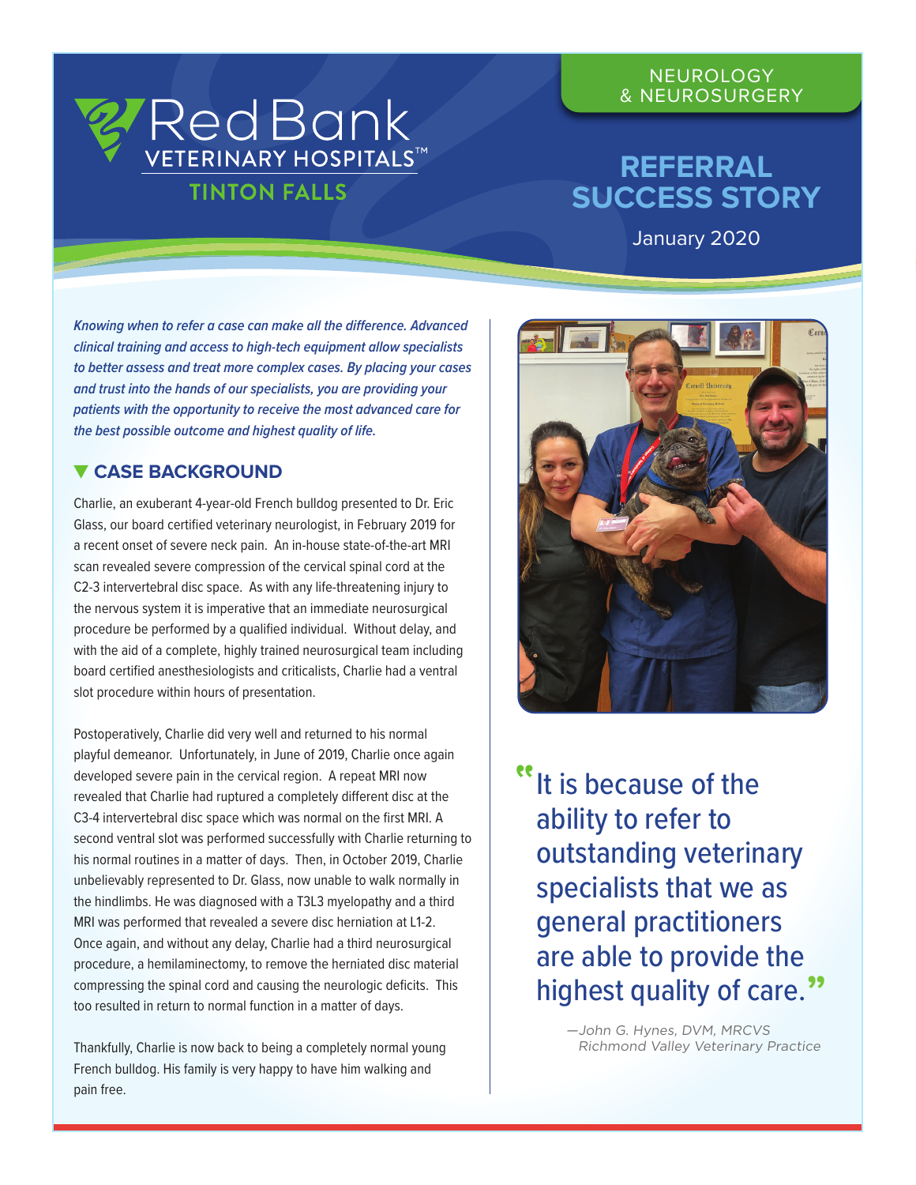# Red Bank VETERINARY HOSPITALS™

**TINTON FALLS**

NEUROLOGY & NEUROSURGERY

## REFERRAL SUCCESS STORY

January 2020

***Knowing when to refer a case can make all the difference. Advanced clinical training and access to high-tech equipment allow specialists to better assess and treat more complex cases. By placing your cases and trust into the hands of our specialists, you are providing your patients with the opportunity to receive the most advanced care for the best possible outcome and highest quality of life.***

### CASE BACKGROUND

Charlie, an exuberant 4-year-old French bulldog presented to Dr. Eric Glass, our board certified veterinary neurologist, in February 2019 for a recent onset of severe neck pain. An in-house state-of-the-art MRI scan revealed severe compression of the cervical spinal cord at the C2-3 intervertebral disc space. As with any life-threatening injury to the nervous system it is imperative that an immediate neurosurgical procedure be performed by a qualified individual. Without delay, and with the aid of a complete, highly trained neurosurgical team including board certified anesthesiologists and criticalists, Charlie had a ventral slot procedure within hours of presentation.

Postoperatively, Charlie did very well and returned to his normal playful demeanor. Unfortunately, in June of 2019, Charlie once again developed severe pain in the cervical region. A repeat MRI now revealed that Charlie had ruptured a completely different disc at the C3-4 intervertebral disc space which was normal on the first MRI. A second ventral slot was performed successfully with Charlie returning to his normal routines in a matter of days. Then, in October 2019, Charlie unbelievably represented to Dr. Glass, now unable to walk normally in the hindlimbs. He was diagnosed with a T3L3 myelopathy and a third MRI was performed that revealed a severe disc herniation at L1-2. Once again, and without any delay, Charlie had a third neurosurgical procedure, a hemilaminectomy, to remove the herniated disc material compressing the spinal cord and causing the neurologic deficits. This too resulted in return to normal function in a matter of days.

Thankfully, Charlie is now back to being a completely normal young French bulldog. His family is very happy to have him walking and pain free.

> "It is because of the ability to refer to outstanding veterinary specialists that we as general practitioners are able to provide the highest quality of care."
>
> *—John G. Hynes, DVM, MRCVS*
> *Richmond Valley Veterinary Practice*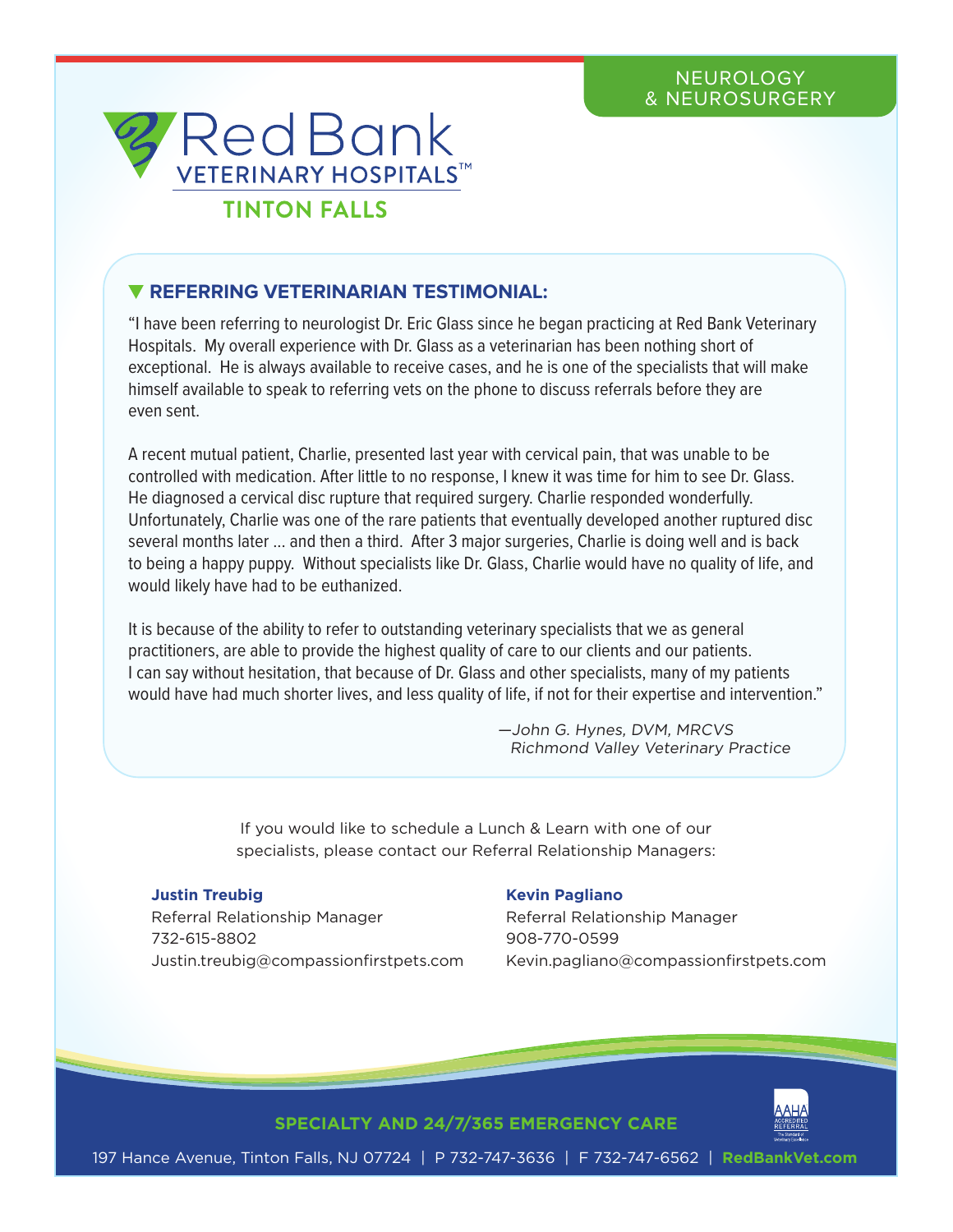NEUROLOGY & NEUROSURGERY

# Red Bank VETERINARY HOSPITALS™

## TINTON FALLS

### ▼ REFERRING VETERINARIAN TESTIMONIAL:

“I have been referring to neurologist Dr. Eric Glass since he began practicing at Red Bank Veterinary Hospitals. My overall experience with Dr. Glass as a veterinarian has been nothing short of exceptional. He is always available to receive cases, and he is one of the specialists that will make himself available to speak to referring vets on the phone to discuss referrals before they are even sent.

A recent mutual patient, Charlie, presented last year with cervical pain, that was unable to be controlled with medication. After little to no response, I knew it was time for him to see Dr. Glass. He diagnosed a cervical disc rupture that required surgery. Charlie responded wonderfully. Unfortunately, Charlie was one of the rare patients that eventually developed another ruptured disc several months later ... and then a third. After 3 major surgeries, Charlie is doing well and is back to being a happy puppy. Without specialists like Dr. Glass, Charlie would have no quality of life, and would likely have had to be euthanized.

It is because of the ability to refer to outstanding veterinary specialists that we as general practitioners, are able to provide the highest quality of care to our clients and our patients. I can say without hesitation, that because of Dr. Glass and other specialists, many of my patients would have had much shorter lives, and less quality of life, if not for their expertise and intervention.”

*—John G. Hynes, DVM, MRCVS*
*Richmond Valley Veterinary Practice*

If you would like to schedule a Lunch & Learn with one of our specialists, please contact our Referral Relationship Managers:

**Justin Treubig**
Referral Relationship Manager
732-615-8802
Justin.treubig@compassionfirstpets.com

**Kevin Pagliano**
Referral Relationship Manager
908-770-0599
Kevin.pagliano@compassionfirstpets.com

**SPECIALTY AND 24/7/365 EMERGENCY CARE**

AAHA ACCREDITED REFERRAL

197 Hance Avenue, Tinton Falls, NJ 07724 | P 732-747-3636 | F 732-747-6562 | **RedBankVet.com**